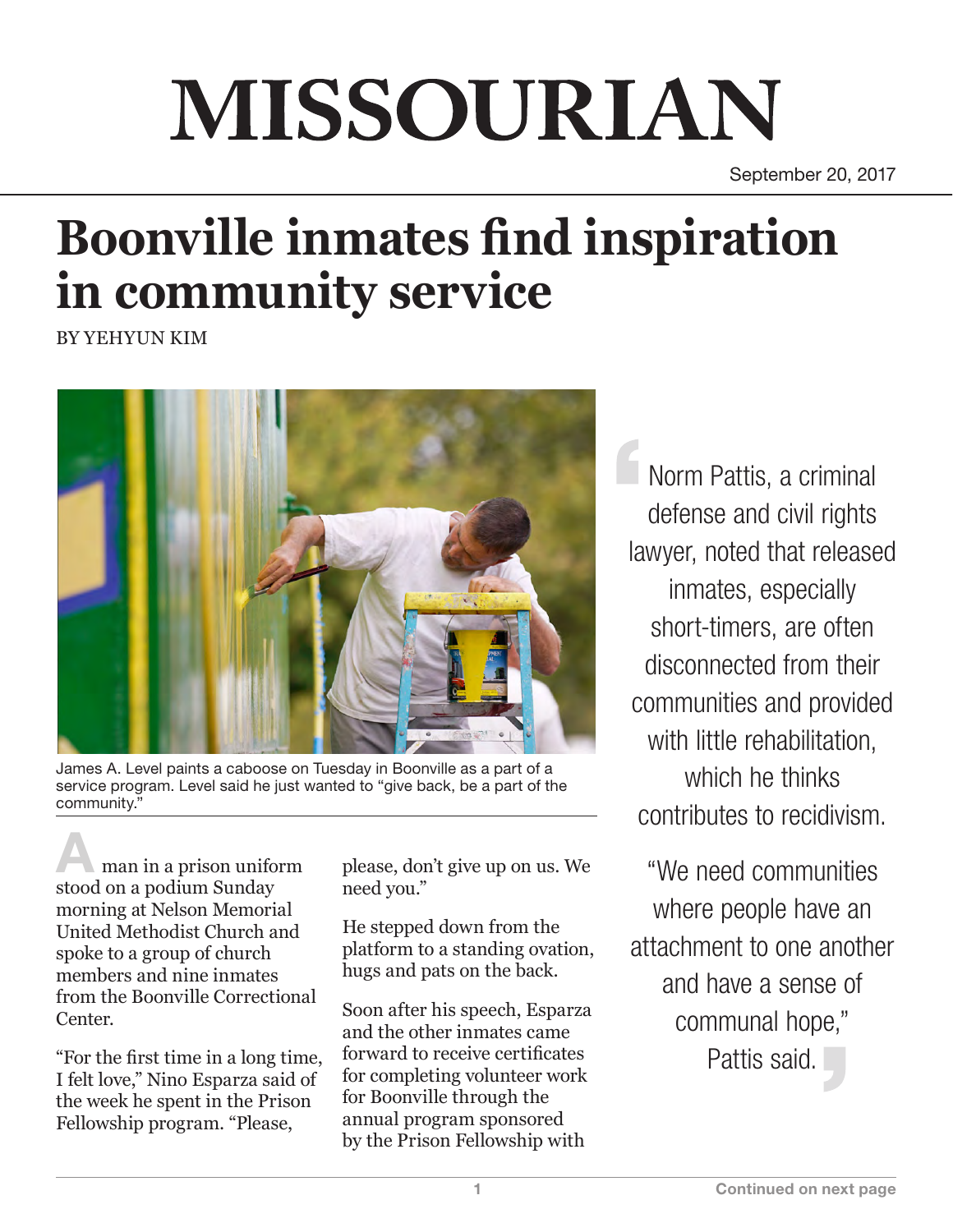# MISSOURIAN

September 20, 2017

# Boonville inmates find inspiration in community service

BY YEHYUN KIM

James A. Level paints a caboose on Tuesday in Boonville as a part of a service program. Level said he just wanted to "give back, be a part of the community."

A man in a prison uniform stood on a podium Sunday morning at Nelson Memorial United Methodist Church and spoke to a group of church members and nine inmates from the Boonville Correctional Center.

"For the first time in a long time, I felt love," Nino Esparza said of the week he spent in the Prison Fellowship program. "Please, please, don't give up on us. We need you."

He stepped down from the platform to a standing ovation, hugs and pats on the back.

Soon after his speech, Esparza and the other inmates came forward to receive certificates for completing volunteer work for Boonville through the annual program sponsored by the Prison Fellowship with

> Norm Pattis, a criminal defense and civil rights lawyer, noted that released inmates, especially short-timers, are often disconnected from their communities and provided with little rehabilitation, which he thinks contributes to recidivism.
>
> "We need communities where people have an attachment to one another and have a sense of communal hope," Pattis said.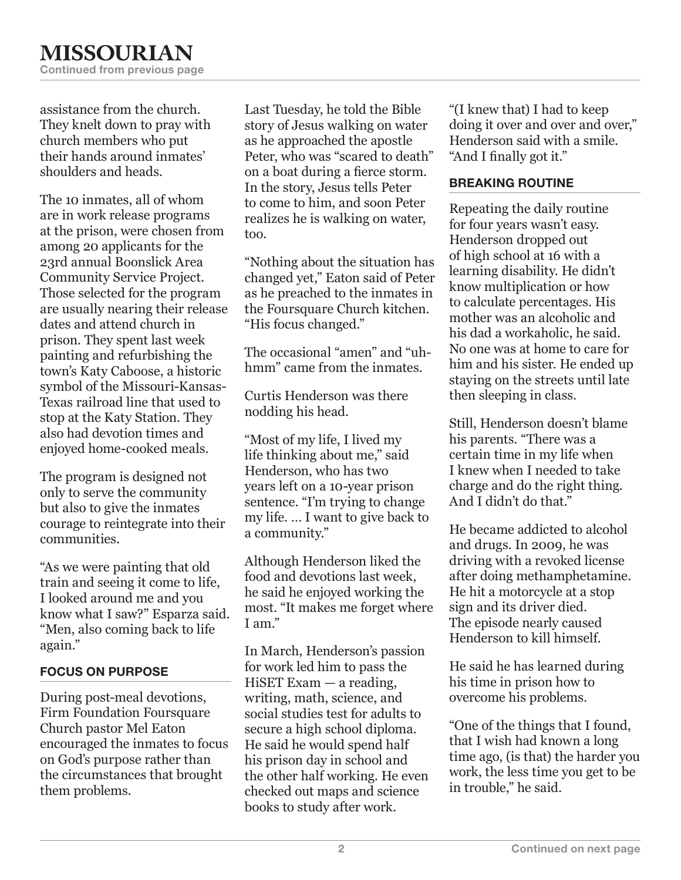assistance from the church. They knelt down to pray with church members who put their hands around inmates' shoulders and heads.

The 10 inmates, all of whom are in work release programs at the prison, were chosen from among 20 applicants for the 23rd annual Boonslick Area Community Service Project. Those selected for the program are usually nearing their release dates and attend church in prison. They spent last week painting and refurbishing the town's Katy Caboose, a historic symbol of the Missouri-Kansas-Texas railroad line that used to stop at the Katy Station. They also had devotion times and enjoyed home-cooked meals.

The program is designed not only to serve the community but also to give the inmates courage to reintegrate into their communities.

"As we were painting that old train and seeing it come to life, I looked around me and you know what I saw?" Esparza said. "Men, also coming back to life again."

### FOCUS ON PURPOSE

During post-meal devotions, Firm Foundation Foursquare Church pastor Mel Eaton encouraged the inmates to focus on God's purpose rather than the circumstances that brought them problems.

Last Tuesday, he told the Bible story of Jesus walking on water as he approached the apostle Peter, who was "scared to death" on a boat during a fierce storm. In the story, Jesus tells Peter to come to him, and soon Peter realizes he is walking on water, too.

"Nothing about the situation has changed yet," Eaton said of Peter as he preached to the inmates in the Foursquare Church kitchen. "His focus changed."

The occasional "amen" and "uh-hmm" came from the inmates.

Curtis Henderson was there nodding his head.

"Most of my life, I lived my life thinking about me," said Henderson, who has two years left on a 10-year prison sentence. "I'm trying to change my life. … I want to give back to a community."

Although Henderson liked the food and devotions last week, he said he enjoyed working the most. "It makes me forget where I am."

In March, Henderson's passion for work led him to pass the HiSET Exam — a reading, writing, math, science, and social studies test for adults to secure a high school diploma. He said he would spend half his prison day in school and the other half working. He even checked out maps and science books to study after work.

"(I knew that) I had to keep doing it over and over and over," Henderson said with a smile. "And I finally got it."

### BREAKING ROUTINE

Repeating the daily routine for four years wasn't easy. Henderson dropped out of high school at 16 with a learning disability. He didn't know multiplication or how to calculate percentages. His mother was an alcoholic and his dad a workaholic, he said. No one was at home to care for him and his sister. He ended up staying on the streets until late then sleeping in class.

Still, Henderson doesn't blame his parents. "There was a certain time in my life when I knew when I needed to take charge and do the right thing. And I didn't do that."

He became addicted to alcohol and drugs. In 2009, he was driving with a revoked license after doing methamphetamine. He hit a motorcycle at a stop sign and its driver died. The episode nearly caused Henderson to kill himself.

He said he has learned during his time in prison how to overcome his problems.

"One of the things that I found, that I wish had known a long time ago, (is that) the harder you work, the less time you get to be in trouble," he said.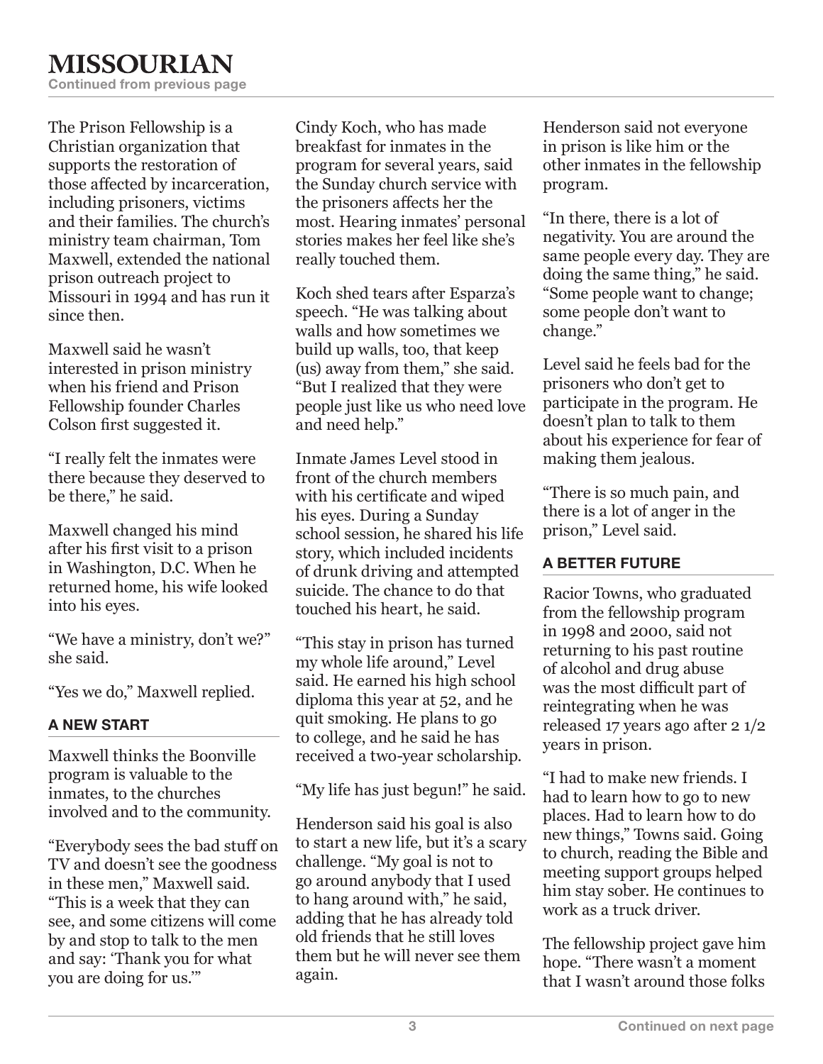The Prison Fellowship is a Christian organization that supports the restoration of those affected by incarceration, including prisoners, victims and their families. The church's ministry team chairman, Tom Maxwell, extended the national prison outreach project to Missouri in 1994 and has run it since then.

Maxwell said he wasn't interested in prison ministry when his friend and Prison Fellowship founder Charles Colson first suggested it.

"I really felt the inmates were there because they deserved to be there," he said.

Maxwell changed his mind after his first visit to a prison in Washington, D.C. When he returned home, his wife looked into his eyes.

"We have a ministry, don't we?" she said.

"Yes we do," Maxwell replied.

### A NEW START

Maxwell thinks the Boonville program is valuable to the inmates, to the churches involved and to the community.

"Everybody sees the bad stuff on TV and doesn't see the goodness in these men," Maxwell said. "This is a week that they can see, and some citizens will come by and stop to talk to the men and say: 'Thank you for what you are doing for us.'"

Cindy Koch, who has made breakfast for inmates in the program for several years, said the Sunday church service with the prisoners affects her the most. Hearing inmates' personal stories makes her feel like she's really touched them.

Koch shed tears after Esparza's speech. "He was talking about walls and how sometimes we build up walls, too, that keep (us) away from them," she said. "But I realized that they were people just like us who need love and need help."

Inmate James Level stood in front of the church members with his certificate and wiped his eyes. During a Sunday school session, he shared his life story, which included incidents of drunk driving and attempted suicide. The chance to do that touched his heart, he said.

"This stay in prison has turned my whole life around," Level said. He earned his high school diploma this year at 52, and he quit smoking. He plans to go to college, and he said he has received a two-year scholarship.

"My life has just begun!" he said.

Henderson said his goal is also to start a new life, but it's a scary challenge. "My goal is not to go around anybody that I used to hang around with," he said, adding that he has already told old friends that he still loves them but he will never see them again.

Henderson said not everyone in prison is like him or the other inmates in the fellowship program.

"In there, there is a lot of negativity. You are around the same people every day. They are doing the same thing," he said. "Some people want to change; some people don't want to change."

Level said he feels bad for the prisoners who don't get to participate in the program. He doesn't plan to talk to them about his experience for fear of making them jealous.

"There is so much pain, and there is a lot of anger in the prison," Level said.

### A BETTER FUTURE

Racior Towns, who graduated from the fellowship program in 1998 and 2000, said not returning to his past routine of alcohol and drug abuse was the most difficult part of reintegrating when he was released 17 years ago after 2 1/2 years in prison.

"I had to make new friends. I had to learn how to go to new places. Had to learn how to do new things," Towns said. Going to church, reading the Bible and meeting support groups helped him stay sober. He continues to work as a truck driver.

The fellowship project gave him hope. "There wasn't a moment that I wasn't around those folks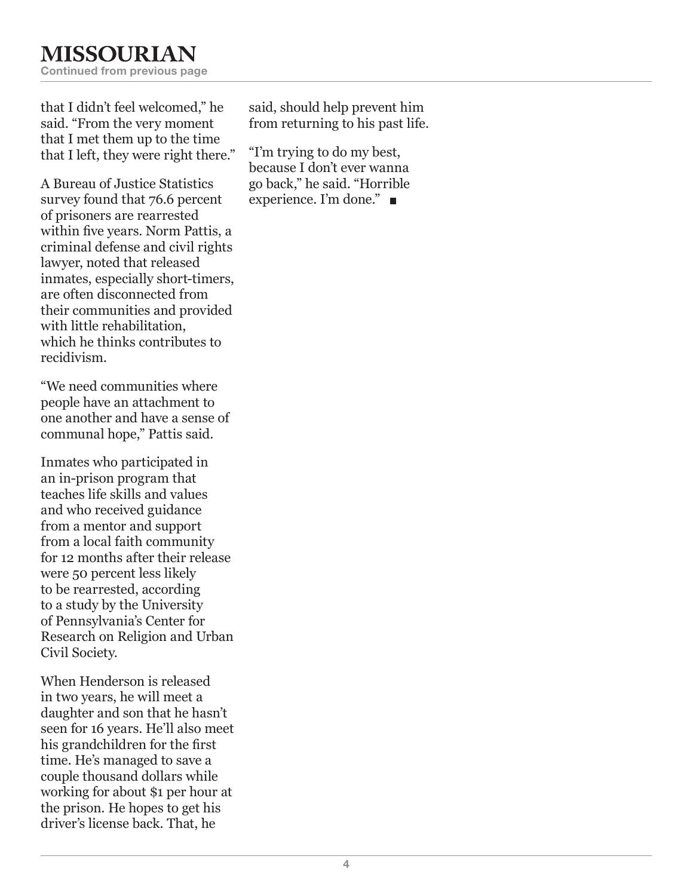that I didn't feel welcomed," he said. "From the very moment that I met them up to the time that I left, they were right there."

A Bureau of Justice Statistics survey found that 76.6 percent of prisoners are rearrested within five years. Norm Pattis, a criminal defense and civil rights lawyer, noted that released inmates, especially short-timers, are often disconnected from their communities and provided with little rehabilitation, which he thinks contributes to recidivism.

"We need communities where people have an attachment to one another and have a sense of communal hope," Pattis said.

Inmates who participated in an in-prison program that teaches life skills and values and who received guidance from a mentor and support from a local faith community for 12 months after their release were 50 percent less likely to be rearrested, according to a study by the University of Pennsylvania's Center for Research on Religion and Urban Civil Society.

When Henderson is released in two years, he will meet a daughter and son that he hasn't seen for 16 years. He'll also meet his grandchildren for the first time. He's managed to save a couple thousand dollars while working for about $1 per hour at the prison. He hopes to get his driver's license back. That, he said, should help prevent him from returning to his past life.

"I'm trying to do my best, because I don't ever wanna go back," he said. "Horrible experience. I'm done." ■